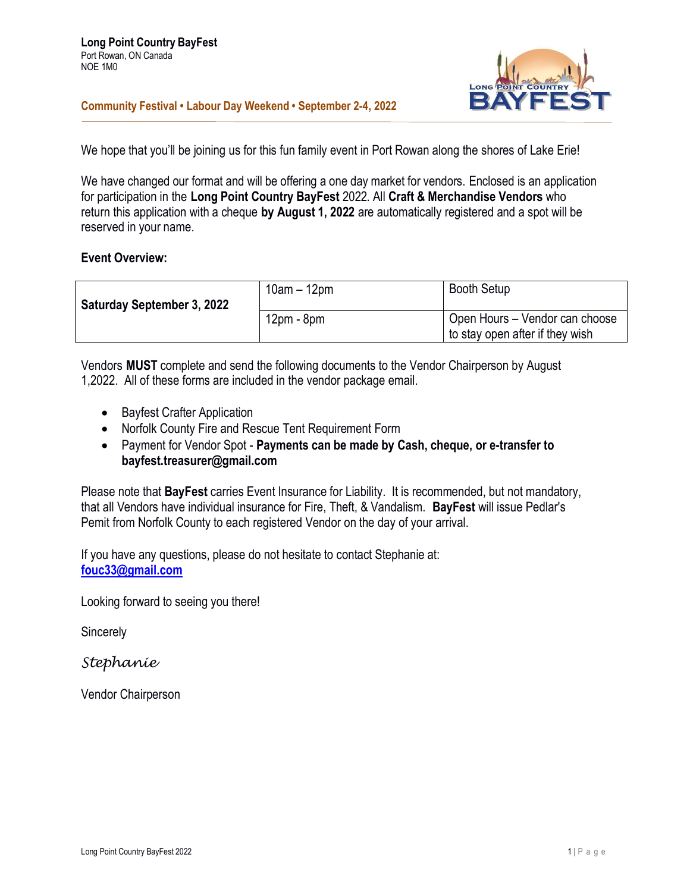**Long Point Country BayFest**
Port Rowan, ON Canada
NOE 1M0

**Community Festival • Labour Day Weekend • September 2-4, 2022**

We hope that you'll be joining us for this fun family event in Port Rowan along the shores of Lake Erie!

We have changed our format and will be offering a one day market for vendors. Enclosed is an application for participation in the **Long Point Country BayFest** 2022. All **Craft & Merchandise Vendors** who return this application with a cheque **by August 1, 2022** are automatically registered and a spot will be reserved in your name.

**Event Overview:**

| | | |
|---|---|---|
| **Saturday September 3, 2022** | 10am – 12pm | Booth Setup |
| | 12pm - 8pm | Open Hours – Vendor can choose to stay open after if they wish |

Vendors **MUST** complete and send the following documents to the Vendor Chairperson by August 1,2022. All of these forms are included in the vendor package email.

- Bayfest Crafter Application
- Norfolk County Fire and Rescue Tent Requirement Form
- Payment for Vendor Spot - **Payments can be made by Cash, cheque, or e-transfer to bayfest.treasurer@gmail.com**

Please note that **BayFest** carries Event Insurance for Liability. It is recommended, but not mandatory, that all Vendors have individual insurance for Fire, Theft, & Vandalism. **BayFest** will issue Pedlar's Pemit from Norfolk County to each registered Vendor on the day of your arrival.

If you have any questions, please do not hesitate to contact Stephanie at:
**fouc33@gmail.com**

Looking forward to seeing you there!

Sincerely

*Stephanie*

Vendor Chairperson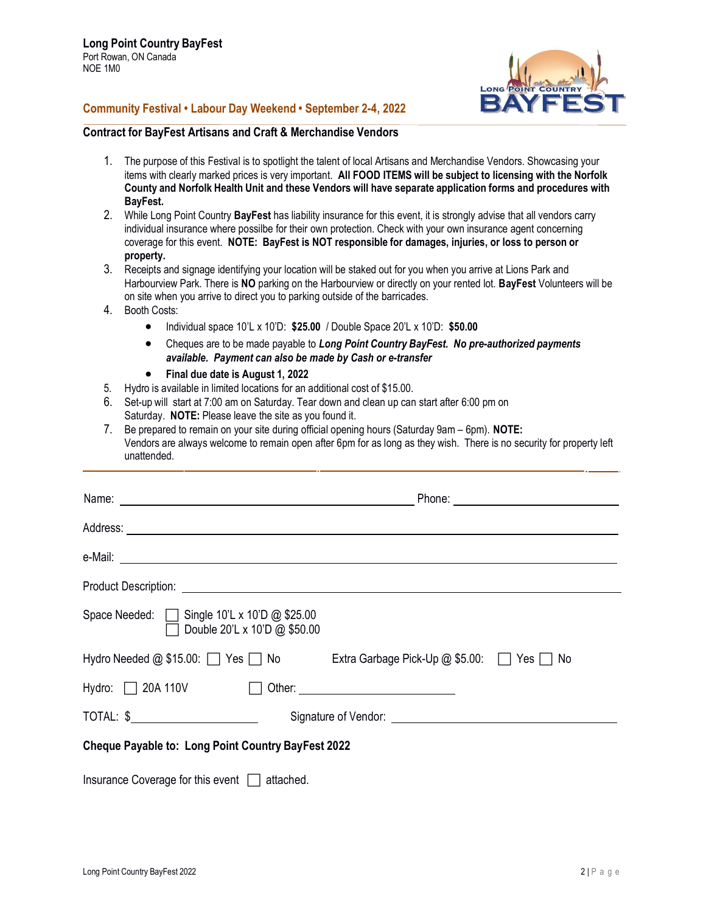**Long Point Country BayFest**
Port Rowan, ON Canada
NOE 1M0

## Community Festival • Labour Day Weekend • September 2-4, 2022

### Contract for BayFest Artisans and Craft & Merchandise Vendors

1. The purpose of this Festival is to spotlight the talent of local Artisans and Merchandise Vendors. Showcasing your items with clearly marked prices is very important. **All FOOD ITEMS will be subject to licensing with the Norfolk County and Norfolk Health Unit and these Vendors will have separate application forms and procedures with BayFest.**
2. While Long Point Country **BayFest** has liability insurance for this event, it is strongly advise that all vendors carry individual insurance where possilbe for their own protection. Check with your own insurance agent concerning coverage for this event. **NOTE: BayFest is NOT responsible for damages, injuries, or loss to person or property.**
3. Receipts and signage identifying your location will be staked out for you when you arrive at Lions Park and Harbourview Park. There is **NO** parking on the Harbourview or directly on your rented lot. **BayFest** Volunteers will be on site when you arrive to direct you to parking outside of the barricades.
4. Booth Costs:
   - Individual space 10'L x 10'D: **$25.00** / Double Space 20'L x 10'D: **$50.00**
   - Cheques are to be made payable to ***Long Point Country BayFest. No pre-authorized payments available. Payment can also be made by Cash or e-transfer***
   - **Final due date is August 1, 2022**
5. Hydro is available in limited locations for an additional cost of $15.00.
6. Set-up will start at 7:00 am on Saturday. Tear down and clean up can start after 6:00 pm on Saturday. **NOTE:** Please leave the site as you found it.
7. Be prepared to remain on your site during official opening hours (Saturday 9am – 6pm). **NOTE:** Vendors are always welcome to remain open after 6pm for as long as they wish. There is no security for property left unattended.

---

Name: ______________________________ Phone: ____________________

Address: ____________________________________________________

e-Mail: _____________________________________________________

Product Description: __________________________________________

Space Needed: ☐ Single 10'L x 10'D @ $25.00
☐ Double 20'L x 10'D @ $50.00

Hydro Needed @ $15.00: ☐ Yes ☐ No     Extra Garbage Pick-Up @ $5.00: ☐ Yes ☐ No

Hydro: ☐ 20A 110V     ☐ Other: ____________________

TOTAL: $________________     Signature of Vendor: ____________________________

**Cheque Payable to: Long Point Country BayFest 2022**

Insurance Coverage for this event ☐ attached.